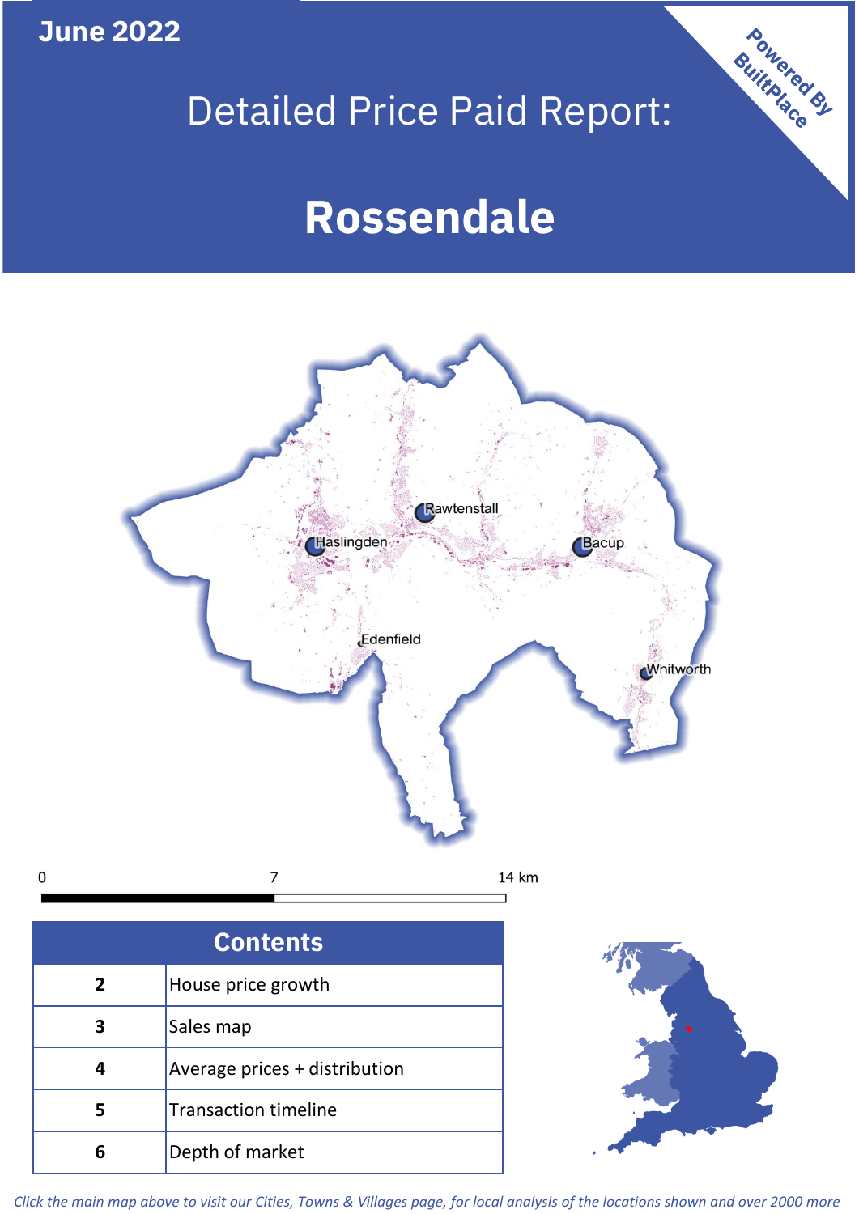June 2022

# Detailed Price Paid Report:

# Rossendale

Powered By BuiltPlace

| Contents | |
|---|---|
| 2 | House price growth |
| 3 | Sales map |
| 4 | Average prices + distribution |
| 5 | Transaction timeline |
| 6 | Depth of market |

*Click the main map above to visit our Cities, Towns & Villages page, for local analysis of the locations shown and over 2000 more*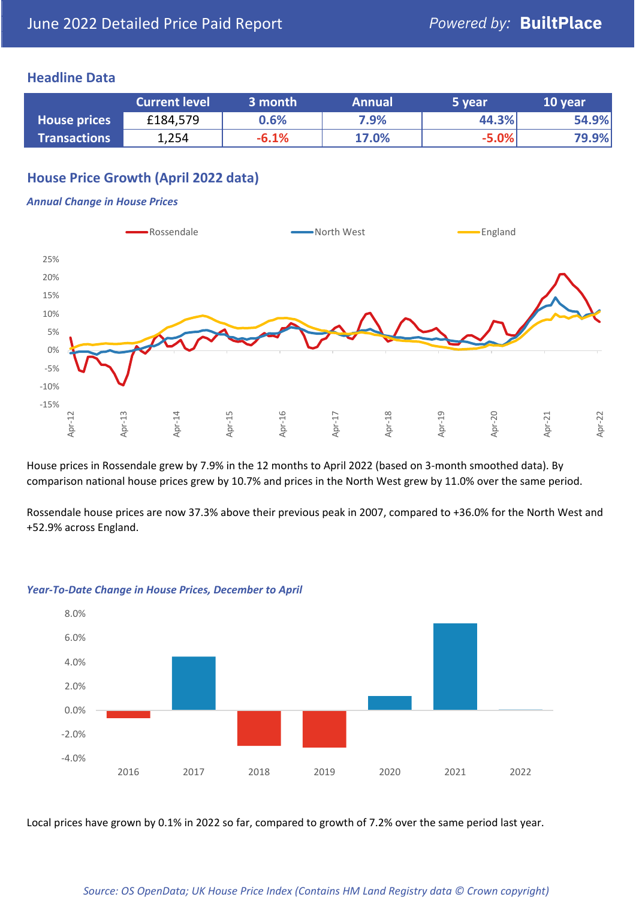June 2022 Detailed Price Paid Report

*Powered by:* **BuiltPlace**

## Headline Data

| | Current level | 3 month | Annual | 5 year | 10 year |
|---|---|---|---|---|---|
| **House prices** | £184,579 | 0.6% | 7.9% | 44.3% | 54.9% |
| **Transactions** | 1,254 | -6.1% | 17.0% | -5.0% | 79.9% |

## House Price Growth (April 2022 data)

***Annual Change in House Prices***

House prices in Rossendale grew by 7.9% in the 12 months to April 2022 (based on 3-month smoothed data). By comparison national house prices grew by 10.7% and prices in the North West grew by 11.0% over the same period.

Rossendale house prices are now 37.3% above their previous peak in 2007, compared to +36.0% for the North West and +52.9% across England.

***Year-To-Date Change in House Prices, December to April***

Local prices have grown by 0.1% in 2022 so far, compared to growth of 7.2% over the same period last year.

*Source: OS OpenData; UK House Price Index (Contains HM Land Registry data © Crown copyright)*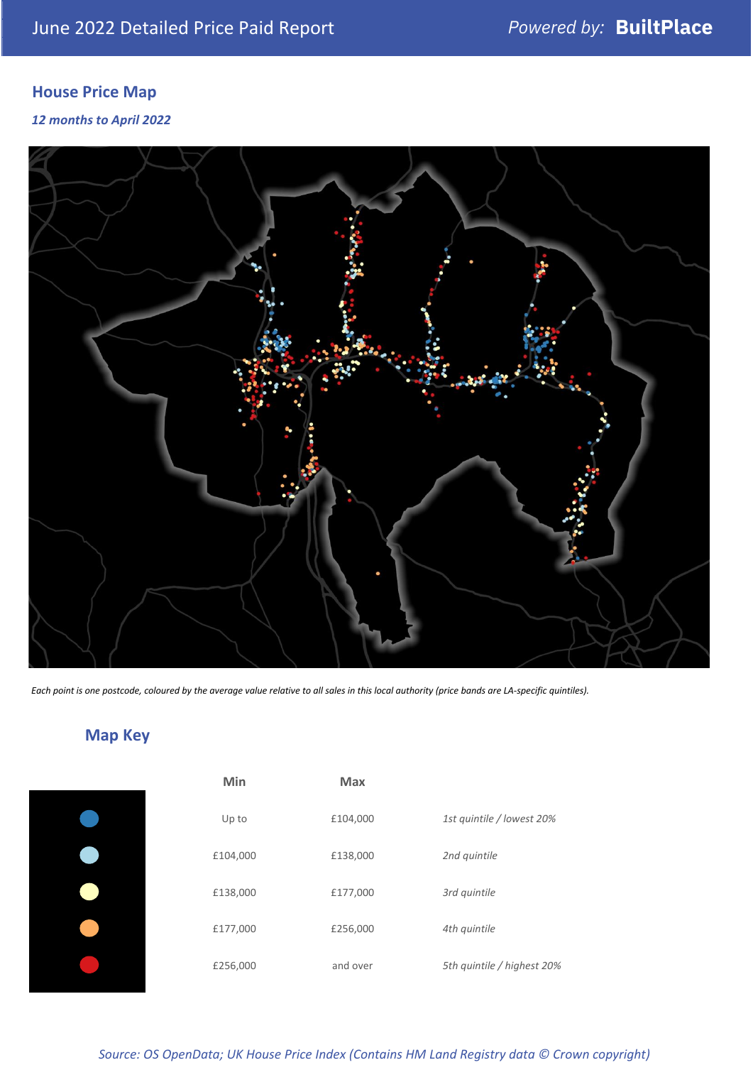## House Price Map

*12 months to April 2022*

*Each point is one postcode, coloured by the average value relative to all sales in this local authority (price bands are LA-specific quintiles).*

## Map Key

| | Min | Max | |
|---|---|---|---|
| ● | Up to | £104,000 | *1st quintile / lowest 20%* |
| ● | £104,000 | £138,000 | *2nd quintile* |
| ● | £138,000 | £177,000 | *3rd quintile* |
| ● | £177,000 | £256,000 | *4th quintile* |
| ● | £256,000 | and over | *5th quintile / highest 20%* |

*Source: OS OpenData; UK House Price Index (Contains HM Land Registry data © Crown copyright)*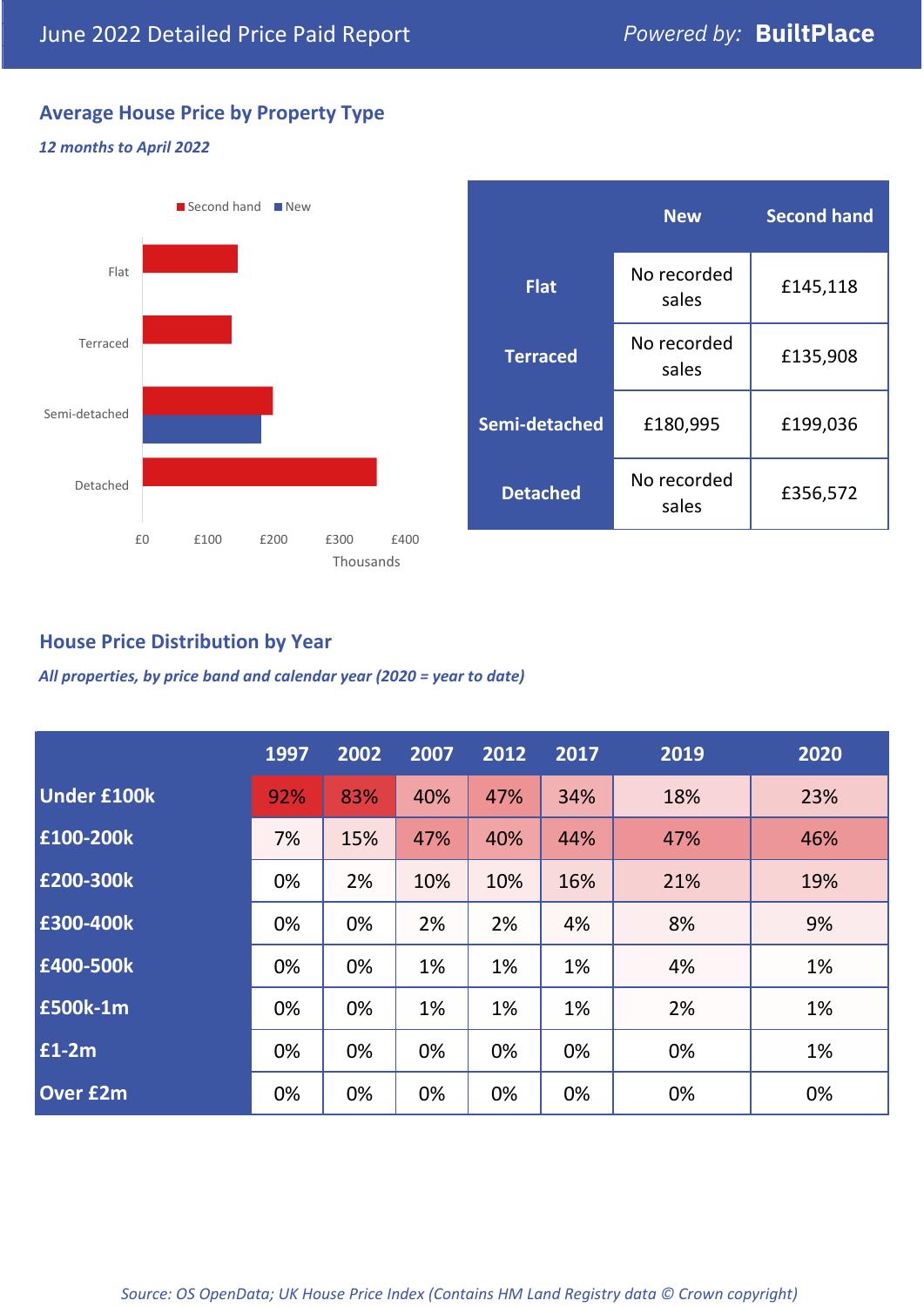# June 2022 Detailed Price Paid Report

*Powered by:* **BuiltPlace**

## Average House Price by Property Type

***12 months to April 2022***

| | New | Second hand |
|---|---|---|
| **Flat** | No recorded sales | £145,118 |
| **Terraced** | No recorded sales | £135,908 |
| **Semi-detached** | £180,995 | £199,036 |
| **Detached** | No recorded sales | £356,572 |

## House Price Distribution by Year

***All properties, by price band and calendar year (2020 = year to date)***

| | 1997 | 2002 | 2007 | 2012 | 2017 | 2019 | 2020 |
|---|---|---|---|---|---|---|---|
| **Under £100k** | 92% | 83% | 40% | 47% | 34% | 18% | 23% |
| **£100-200k** | 7% | 15% | 47% | 40% | 44% | 47% | 46% |
| **£200-300k** | 0% | 2% | 10% | 10% | 16% | 21% | 19% |
| **£300-400k** | 0% | 0% | 2% | 2% | 4% | 8% | 9% |
| **£400-500k** | 0% | 0% | 1% | 1% | 1% | 4% | 1% |
| **£500k-1m** | 0% | 0% | 1% | 1% | 1% | 2% | 1% |
| **£1-2m** | 0% | 0% | 0% | 0% | 0% | 0% | 1% |
| **Over £2m** | 0% | 0% | 0% | 0% | 0% | 0% | 0% |

*Source: OS OpenData; UK House Price Index (Contains HM Land Registry data © Crown copyright)*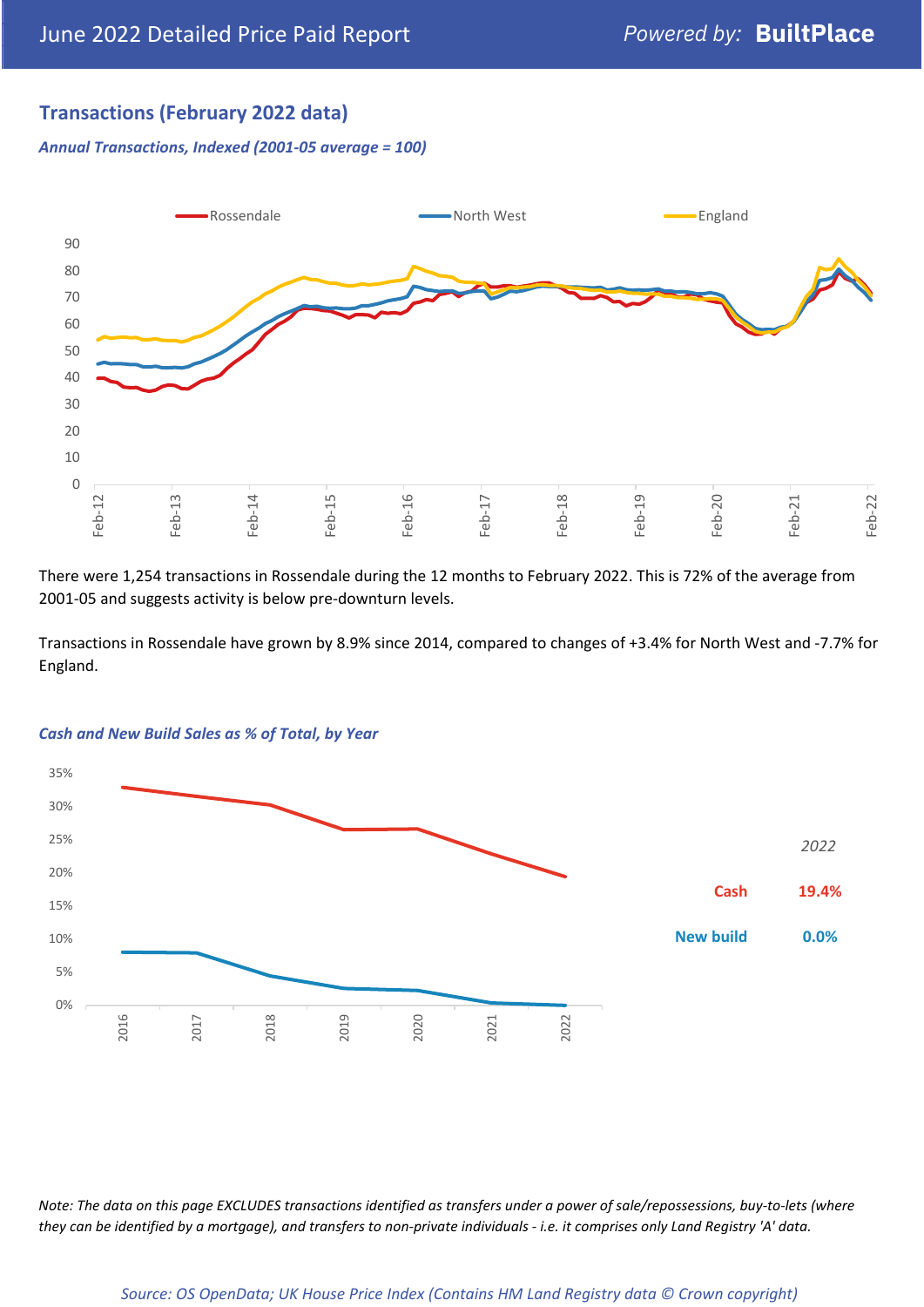## Transactions (February 2022 data)

*Annual Transactions, Indexed (2001-05 average = 100)*

There were 1,254 transactions in Rossendale during the 12 months to February 2022. This is 72% of the average from 2001-05 and suggests activity is below pre-downturn levels.

Transactions in Rossendale have grown by 8.9% since 2014, compared to changes of +3.4% for North West and -7.7% for England.

*Cash and New Build Sales as % of Total, by Year*

| 2022 | |
|---|---|
| Cash | 19.4% |
| New build | 0.0% |

*Note: The data on this page EXCLUDES transactions identified as transfers under a power of sale/repossessions, buy-to-lets (where they can be identified by a mortgage), and transfers to non-private individuals - i.e. it comprises only Land Registry 'A' data.*

*Source: OS OpenData; UK House Price Index (Contains HM Land Registry data © Crown copyright)*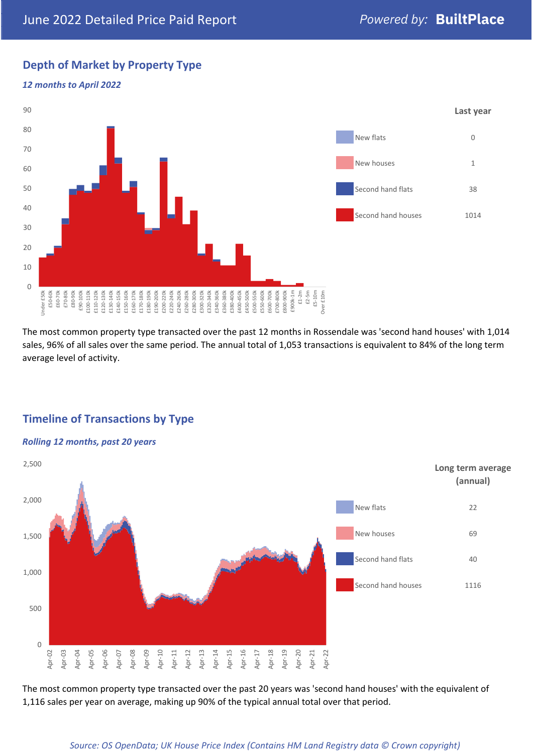June 2022 Detailed Price Paid Report

*Powered by:* **BuiltPlace**

## Depth of Market by Property Type

*12 months to April 2022*

90
80
70
60
50
40
30
20
10
0

Under £50k, £50-60k, £60-70k, £70-80k, £80-90k, £90-100k, £100-110k, £110-120k, £120-130k, £130-140k, £140-150k, £150-160k, £160-170k, £170-180k, £180-190k, £190-200k, £200-220k, £220-240k, £240-260k, £260-280k, £280-300k, £300-320k, £320-340k, £340-360k, £360-380k, £380-400k, £400-450k, £450-500k, £500-550k, £550-600k, £600-700k, £700-800k, £800-900k, £900k-1m, £1-2m, £2-5m, £5-10m, Over £10m

**Last year**

New flats 0
New houses 1
Second hand flats 38
Second hand houses 1014

The most common property type transacted over the past 12 months in Rossendale was 'second hand houses' with 1,014 sales, 96% of all sales over the same period. The annual total of 1,053 transactions is equivalent to 84% of the long term average level of activity.

## Timeline of Transactions by Type

*Rolling 12 months, past 20 years*

2,500
2,000
1,500
1,000
500
0

Apr-02, Apr-03, Apr-04, Apr-05, Apr-06, Apr-07, Apr-08, Apr-09, Apr-10, Apr-11, Apr-12, Apr-13, Apr-14, Apr-15, Apr-16, Apr-17, Apr-18, Apr-19, Apr-20, Apr-21, Apr-22

**Long term average (annual)**

New flats 22
New houses 69
Second hand flats 40
Second hand houses 1116

The most common property type transacted over the past 20 years was 'second hand houses' with the equivalent of 1,116 sales per year on average, making up 90% of the typical annual total over that period.

*Source: OS OpenData; UK House Price Index (Contains HM Land Registry data © Crown copyright)*